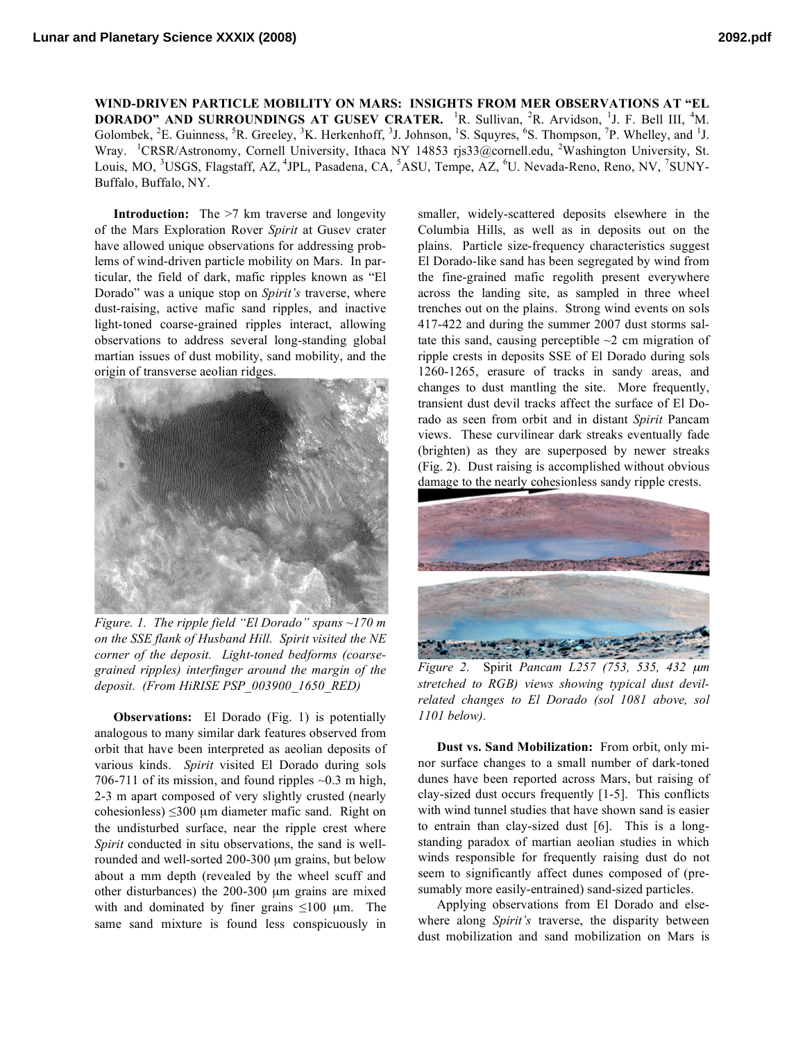# WIND-DRIVEN PARTICLE MOBILITY ON MARS: INSIGHTS FROM MER OBSERVATIONS AT "EL DORADO" AND SURROUNDINGS AT GUSEV CRATER.

[1]R. Sullivan, [2]R. Arvidson, [1]J. F. Bell III, [4]M. Golombek, [2]E. Guinness, [5]R. Greeley, [3]K. Herkenhoff, [3]J. Johnson, [1]S. Squyres, [6]S. Thompson, [7]P. Whelley, and [1]J. Wray. [1]CRSR/Astronomy, Cornell University, Ithaca NY 14853 rjs33@cornell.edu, [2]Washington University, St. Louis, MO, [3]USGS, Flagstaff, AZ, [4]JPL, Pasadena, CA, [5]ASU, Tempe, AZ, [6]U. Nevada-Reno, Reno, NV, [7]SUNY-Buffalo, Buffalo, NY.

**Introduction:** The >7 km traverse and longevity of the Mars Exploration Rover *Spirit* at Gusev crater have allowed unique observations for addressing problems of wind-driven particle mobility on Mars. In particular, the field of dark, mafic ripples known as "El Dorado" was a unique stop on *Spirit's* traverse, where dust-raising, active mafic sand ripples, and inactive light-toned coarse-grained ripples interact, allowing observations to address several long-standing global martian issues of dust mobility, sand mobility, and the origin of transverse aeolian ridges.

*Figure. 1. The ripple field "El Dorado" spans ~170 m on the SSE flank of Husband Hill. Spirit visited the NE corner of the deposit. Light-toned bedforms (coarse-grained ripples) interfinger around the margin of the deposit. (From HiRISE PSP_003900_1650_RED)*

**Observations:** El Dorado (Fig. 1) is potentially analogous to many similar dark features observed from orbit that have been interpreted as aeolian deposits of various kinds. *Spirit* visited El Dorado during sols 706-711 of its mission, and found ripples ~0.3 m high, 2-3 m apart composed of very slightly crusted (nearly cohesionless) ≤300 μm diameter mafic sand. Right on the undisturbed surface, near the ripple crest where *Spirit* conducted in situ observations, the sand is well-rounded and well-sorted 200-300 μm grains, but below about a mm depth (revealed by the wheel scuff and other disturbances) the 200-300 μm grains are mixed with and dominated by finer grains ≤100 μm. The same sand mixture is found less conspicuously in smaller, widely-scattered deposits elsewhere in the Columbia Hills, as well as in deposits out on the plains. Particle size-frequency characteristics suggest El Dorado-like sand has been segregated by wind from the fine-grained mafic regolith present everywhere across the landing site, as sampled in three wheel trenches out on the plains. Strong wind events on sols 417-422 and during the summer 2007 dust storms saltate this sand, causing perceptible ~2 cm migration of ripple crests in deposits SSE of El Dorado during sols 1260-1265, erasure of tracks in sandy areas, and changes to dust mantling the site. More frequently, transient dust devil tracks affect the surface of El Dorado as seen from orbit and in distant *Spirit* Pancam views. These curvilinear dark streaks eventually fade (brighten) as they are superposed by newer streaks (Fig. 2). Dust raising is accomplished without obvious damage to the nearly cohesionless sandy ripple crests.

*Figure 2.* Spirit *Pancam L257 (753, 535, 432 μm stretched to RGB) views showing typical dust devil-related changes to El Dorado (sol 1081 above, sol 1101 below).*

**Dust vs. Sand Mobilization:** From orbit, only minor surface changes to a small number of dark-toned dunes have been reported across Mars, but raising of clay-sized dust occurs frequently [1-5]. This conflicts with wind tunnel studies that have shown sand is easier to entrain than clay-sized dust [6]. This is a long-standing paradox of martian aeolian studies in which winds responsible for frequently raising dust do not seem to significantly affect dunes composed of (presumably more easily-entrained) sand-sized particles.

Applying observations from El Dorado and elsewhere along *Spirit's* traverse, the disparity between dust mobilization and sand mobilization on Mars is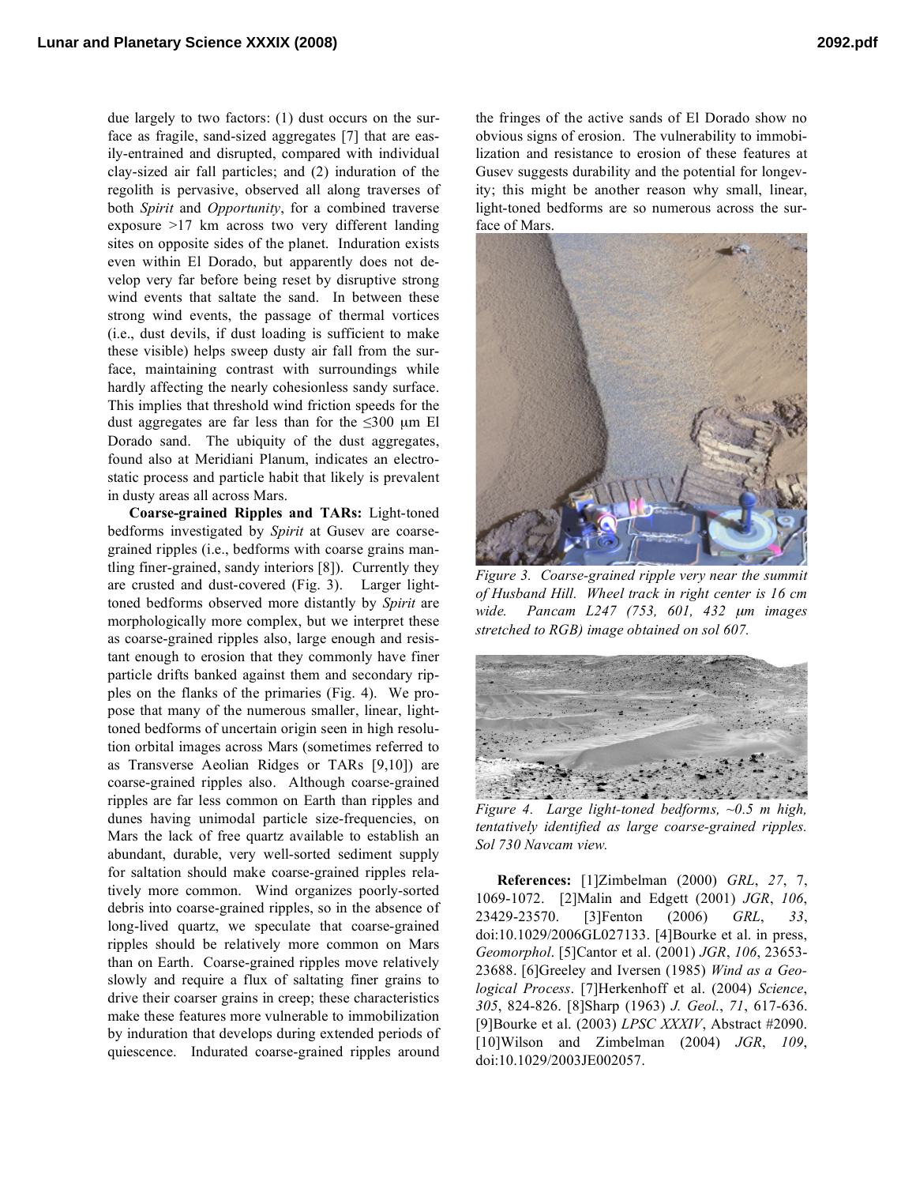due largely to two factors: (1) dust occurs on the surface as fragile, sand-sized aggregates [7] that are easily-entrained and disrupted, compared with individual clay-sized air fall particles; and (2) induration of the regolith is pervasive, observed all along traverses of both *Spirit* and *Opportunity*, for a combined traverse exposure >17 km across two very different landing sites on opposite sides of the planet. Induration exists even within El Dorado, but apparently does not develop very far before being reset by disruptive strong wind events that saltate the sand. In between these strong wind events, the passage of thermal vortices (i.e., dust devils, if dust loading is sufficient to make these visible) helps sweep dusty air fall from the surface, maintaining contrast with surroundings while hardly affecting the nearly cohesionless sandy surface. This implies that threshold wind friction speeds for the dust aggregates are far less than for the ≤300 μm El Dorado sand. The ubiquity of the dust aggregates, found also at Meridiani Planum, indicates an electrostatic process and particle habit that likely is prevalent in dusty areas all across Mars.

**Coarse-grained Ripples and TARs:** Light-toned bedforms investigated by *Spirit* at Gusev are coarse-grained ripples (i.e., bedforms with coarse grains mantling finer-grained, sandy interiors [8]). Currently they are crusted and dust-covered (Fig. 3). Larger light-toned bedforms observed more distantly by *Spirit* are morphologically more complex, but we interpret these as coarse-grained ripples also, large enough and resistant enough to erosion that they commonly have finer particle drifts banked against them and secondary ripples on the flanks of the primaries (Fig. 4). We propose that many of the numerous smaller, linear, light-toned bedforms of uncertain origin seen in high resolution orbital images across Mars (sometimes referred to as Transverse Aeolian Ridges or TARs [9,10]) are coarse-grained ripples also. Although coarse-grained ripples are far less common on Earth than ripples and dunes having unimodal particle size-frequencies, on Mars the lack of free quartz available to establish an abundant, durable, very well-sorted sediment supply for saltation should make coarse-grained ripples relatively more common. Wind organizes poorly-sorted debris into coarse-grained ripples, so in the absence of long-lived quartz, we speculate that coarse-grained ripples should be relatively more common on Mars than on Earth. Coarse-grained ripples move relatively slowly and require a flux of saltating finer grains to drive their coarser grains in creep; these characteristics make these features more vulnerable to immobilization by induration that develops during extended periods of quiescence. Indurated coarse-grained ripples around the fringes of the active sands of El Dorado show no obvious signs of erosion. The vulnerability to immobilization and resistance to erosion of these features at Gusev suggests durability and the potential for longevity; this might be another reason why small, linear, light-toned bedforms are so numerous across the surface of Mars.

*Figure 3. Coarse-grained ripple very near the summit of Husband Hill. Wheel track in right center is 16 cm wide. Pancam L247 (753, 601, 432 μm images stretched to RGB) image obtained on sol 607.*

*Figure 4. Large light-toned bedforms, ~0.5 m high, tentatively identified as large coarse-grained ripples. Sol 730 Navcam view.*

**References:** [1]Zimbelman (2000) *GRL*, *27*, 7, 1069-1072. [2]Malin and Edgett (2001) *JGR*, *106*, 23429-23570. [3]Fenton (2006) *GRL*, *33*, doi:10.1029/2006GL027133. [4]Bourke et al. in press, *Geomorphol*. [5]Cantor et al. (2001) *JGR*, *106*, 23653-23688. [6]Greeley and Iversen (1985) *Wind as a Geological Process*. [7]Herkenhoff et al. (2004) *Science*, *305*, 824-826. [8]Sharp (1963) *J. Geol.*, *71*, 617-636. [9]Bourke et al. (2003) *LPSC XXXIV*, Abstract #2090. [10]Wilson and Zimbelman (2004) *JGR*, *109*, doi:10.1029/2003JE002057.